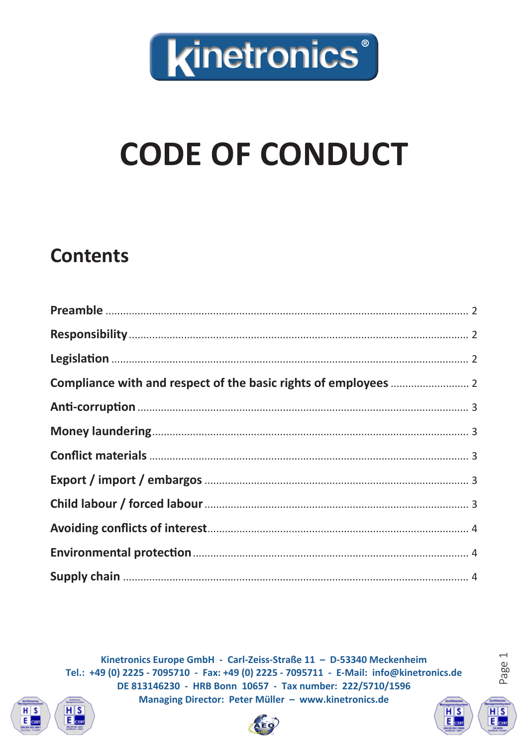# CODE OF CONDUCT

## Contents

| | |
|---|---|
| **Preamble** | 2 |
| **Responsibility** | 2 |
| **Legislation** | 2 |
| **Compliance with and respect of the basic rights of employees** | 2 |
| **Anti-corruption** | 3 |
| **Money laundering** | 3 |
| **Conflict materials** | 3 |
| **Export / import / embargos** | 3 |
| **Child labour / forced labour** | 3 |
| **Avoiding conflicts of interest** | 4 |
| **Environmental protection** | 4 |
| **Supply chain** | 4 |

**Kinetronics Europe GmbH - Carl-Zeiss-Straße 11 – D-53340 Meckenheim**
**Tel.: +49 (0) 2225 - 7095710 - Fax: +49 (0) 2225 - 7095711 - E-Mail: info@kinetronics.de**
**DE 813146230 - HRB Bonn 10657 - Tax number: 222/5710/1596**
**Managing Director: Peter Müller – www.kinetronics.de**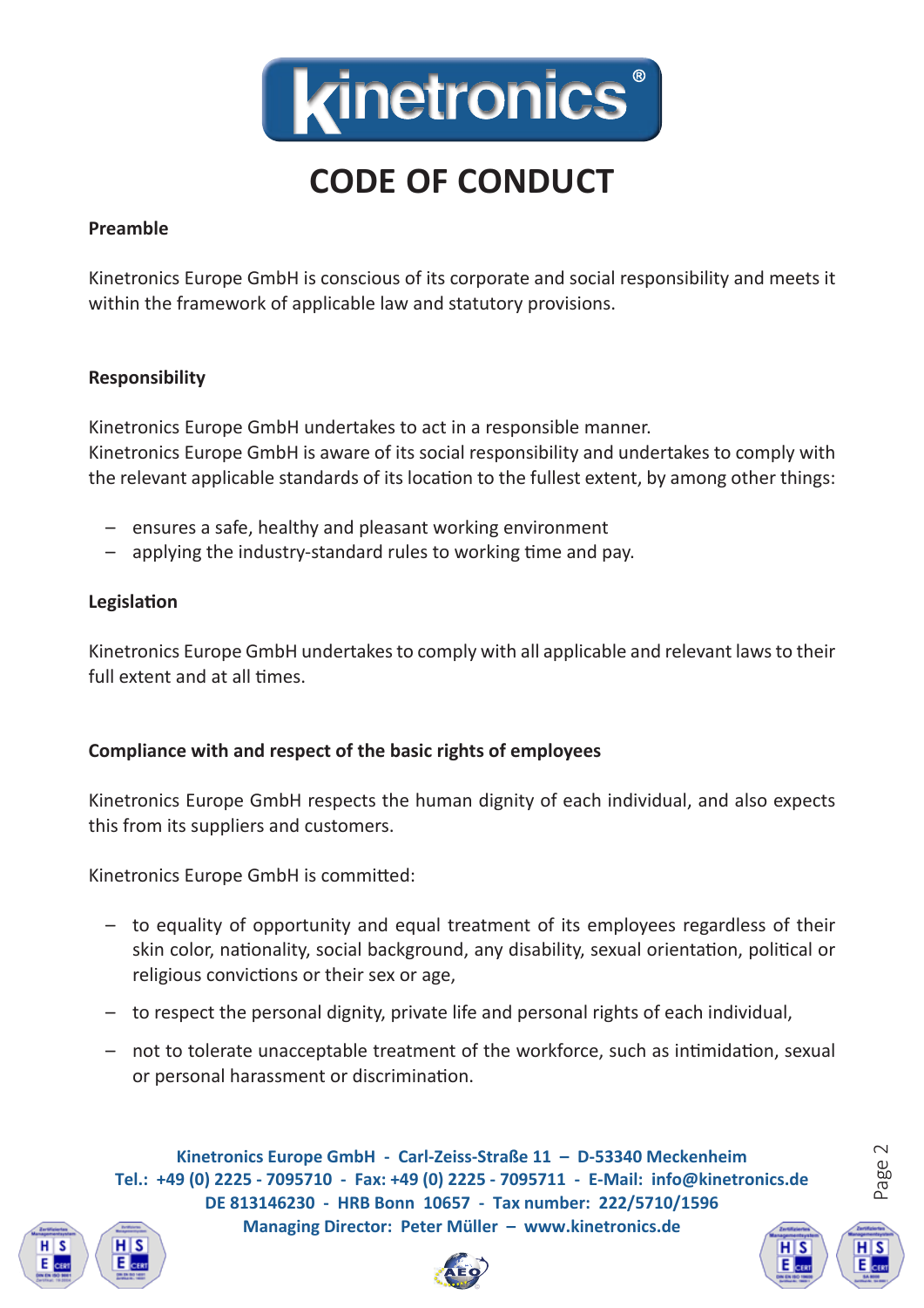# CODE OF CONDUCT

**Preamble**

Kinetronics Europe GmbH is conscious of its corporate and social responsibility and meets it within the framework of applicable law and statutory provisions.

**Responsibility**

Kinetronics Europe GmbH undertakes to act in a responsible manner.
Kinetronics Europe GmbH is aware of its social responsibility and undertakes to comply with the relevant applicable standards of its location to the fullest extent, by among other things:

- ensures a safe, healthy and pleasant working environment
- applying the industry-standard rules to working time and pay.

**Legislation**

Kinetronics Europe GmbH undertakes to comply with all applicable and relevant laws to their full extent and at all times.

**Compliance with and respect of the basic rights of employees**

Kinetronics Europe GmbH respects the human dignity of each individual, and also expects this from its suppliers and customers.

Kinetronics Europe GmbH is committed:

- to equality of opportunity and equal treatment of its employees regardless of their skin color, nationality, social background, any disability, sexual orientation, political or religious convictions or their sex or age,
- to respect the personal dignity, private life and personal rights of each individual,
- not to tolerate unacceptable treatment of the workforce, such as intimidation, sexual or personal harassment or discrimination.

**Kinetronics Europe GmbH - Carl-Zeiss-Straße 11 – D-53340 Meckenheim**
**Tel.: +49 (0) 2225 - 7095710 - Fax: +49 (0) 2225 - 7095711 - E-Mail: info@kinetronics.de**
**DE 813146230 - HRB Bonn 10657 - Tax number: 222/5710/1596**
**Managing Director: Peter Müller – www.kinetronics.de**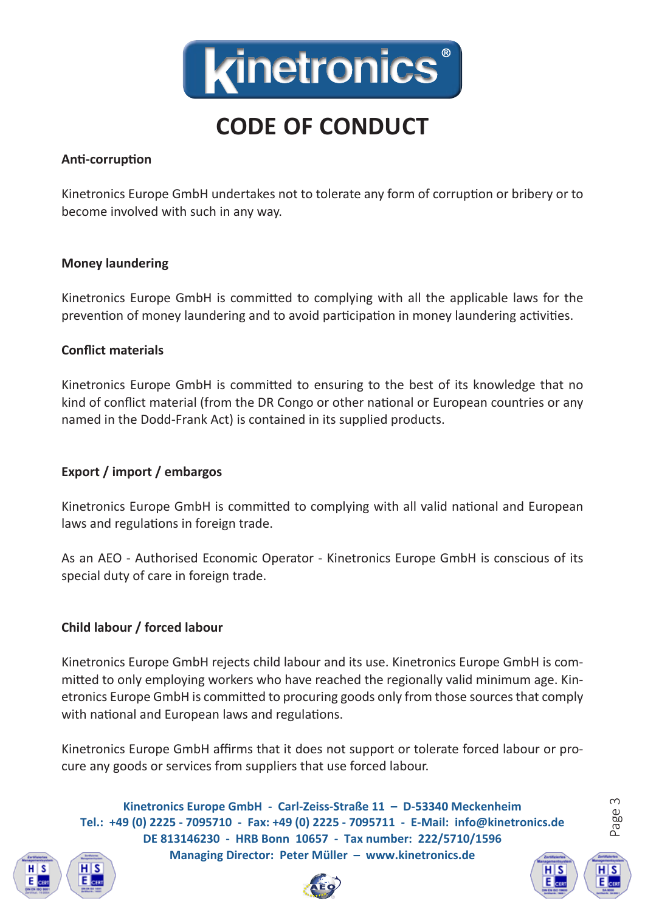# CODE OF CONDUCT

**Anti-corruption**

Kinetronics Europe GmbH undertakes not to tolerate any form of corruption or bribery or to become involved with such in any way.

**Money laundering**

Kinetronics Europe GmbH is committed to complying with all the applicable laws for the prevention of money laundering and to avoid participation in money laundering activities.

**Conflict materials**

Kinetronics Europe GmbH is committed to ensuring to the best of its knowledge that no kind of conflict material (from the DR Congo or other national or European countries or any named in the Dodd-Frank Act) is contained in its supplied products.

**Export / import / embargos**

Kinetronics Europe GmbH is committed to complying with all valid national and European laws and regulations in foreign trade.

As an AEO - Authorised Economic Operator - Kinetronics Europe GmbH is conscious of its special duty of care in foreign trade.

**Child labour / forced labour**

Kinetronics Europe GmbH rejects child labour and its use. Kinetronics Europe GmbH is committed to only employing workers who have reached the regionally valid minimum age. Kinetronics Europe GmbH is committed to procuring goods only from those sources that comply with national and European laws and regulations.

Kinetronics Europe GmbH affirms that it does not support or tolerate forced labour or procure any goods or services from suppliers that use forced labour.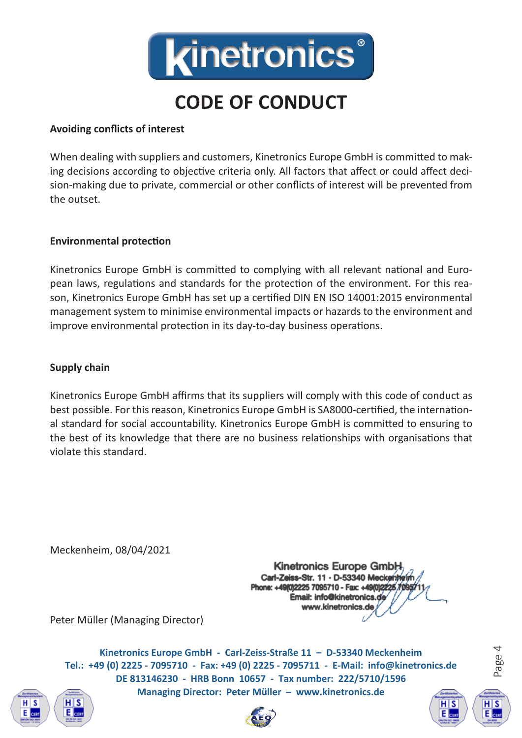# CODE OF CONDUCT

**Avoiding conflicts of interest**

When dealing with suppliers and customers, Kinetronics Europe GmbH is committed to making decisions according to objective criteria only. All factors that affect or could affect decision-making due to private, commercial or other conflicts of interest will be prevented from the outset.

**Environmental protection**

Kinetronics Europe GmbH is committed to complying with all relevant national and European laws, regulations and standards for the protection of the environment. For this reason, Kinetronics Europe GmbH has set up a certified DIN EN ISO 14001:2015 environmental management system to minimise environmental impacts or hazards to the environment and improve environmental protection in its day-to-day business operations.

**Supply chain**

Kinetronics Europe GmbH affirms that its suppliers will comply with this code of conduct as best possible. For this reason, Kinetronics Europe GmbH is SA8000-certified, the international standard for social accountability. Kinetronics Europe GmbH is committed to ensuring to the best of its knowledge that there are no business relationships with organisations that violate this standard.

Meckenheim, 08/04/2021

Kinetronics Europe GmbH
Carl-Zeiss-Str. 11 · D-53340 Meckenheim
Phone: +49(0)2225 7095710 - Fax: +49(0)2225 7095711
Email: info@kinetronics.de
www.kinetronics.de

Peter Müller (Managing Director)

**Kinetronics Europe GmbH - Carl-Zeiss-Straße 11 – D-53340 Meckenheim**
**Tel.: +49 (0) 2225 - 7095710 - Fax: +49 (0) 2225 - 7095711 - E-Mail: info@kinetronics.de**
**DE 813146230 - HRB Bonn 10657 - Tax number: 222/5710/1596**
**Managing Director: Peter Müller – www.kinetronics.de**